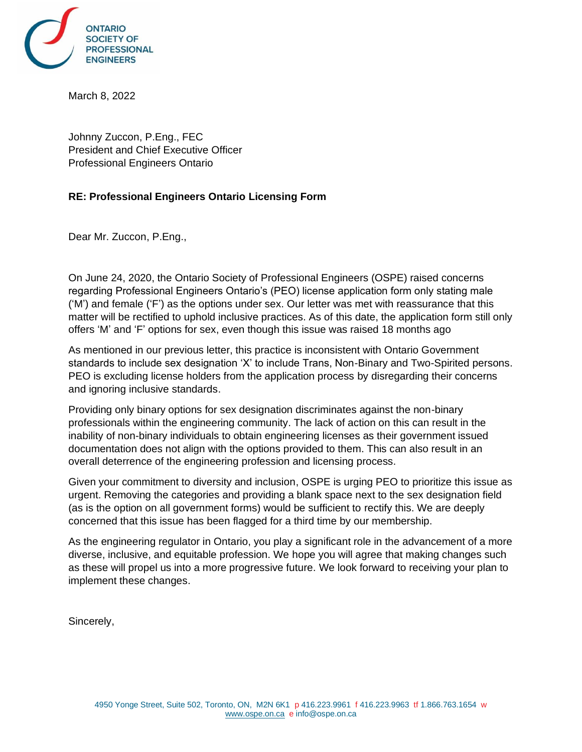ONTARIO SOCIETY OF PROFESSIONAL ENGINEERS

March 8, 2022

Johnny Zuccon, P.Eng., FEC
President and Chief Executive Officer
Professional Engineers Ontario

**RE: Professional Engineers Ontario Licensing Form**

Dear Mr. Zuccon, P.Eng.,

On June 24, 2020, the Ontario Society of Professional Engineers (OSPE) raised concerns regarding Professional Engineers Ontario's (PEO) license application form only stating male ('M') and female ('F') as the options under sex. Our letter was met with reassurance that this matter will be rectified to uphold inclusive practices. As of this date, the application form still only offers 'M' and 'F' options for sex, even though this issue was raised 18 months ago

As mentioned in our previous letter, this practice is inconsistent with Ontario Government standards to include sex designation 'X' to include Trans, Non-Binary and Two-Spirited persons. PEO is excluding license holders from the application process by disregarding their concerns and ignoring inclusive standards.

Providing only binary options for sex designation discriminates against the non-binary professionals within the engineering community. The lack of action on this can result in the inability of non-binary individuals to obtain engineering licenses as their government issued documentation does not align with the options provided to them. This can also result in an overall deterrence of the engineering profession and licensing process.

Given your commitment to diversity and inclusion, OSPE is urging PEO to prioritize this issue as urgent. Removing the categories and providing a blank space next to the sex designation field (as is the option on all government forms) would be sufficient to rectify this. We are deeply concerned that this issue has been flagged for a third time by our membership.

As the engineering regulator in Ontario, you play a significant role in the advancement of a more diverse, inclusive, and equitable profession. We hope you will agree that making changes such as these will propel us into a more progressive future. We look forward to receiving your plan to implement these changes.

Sincerely,

4950 Yonge Street, Suite 502, Toronto, ON, M2N 6K1 p 416.223.9961 f 416.223.9963 tf 1.866.763.1654 w www.ospe.on.ca e info@ospe.on.ca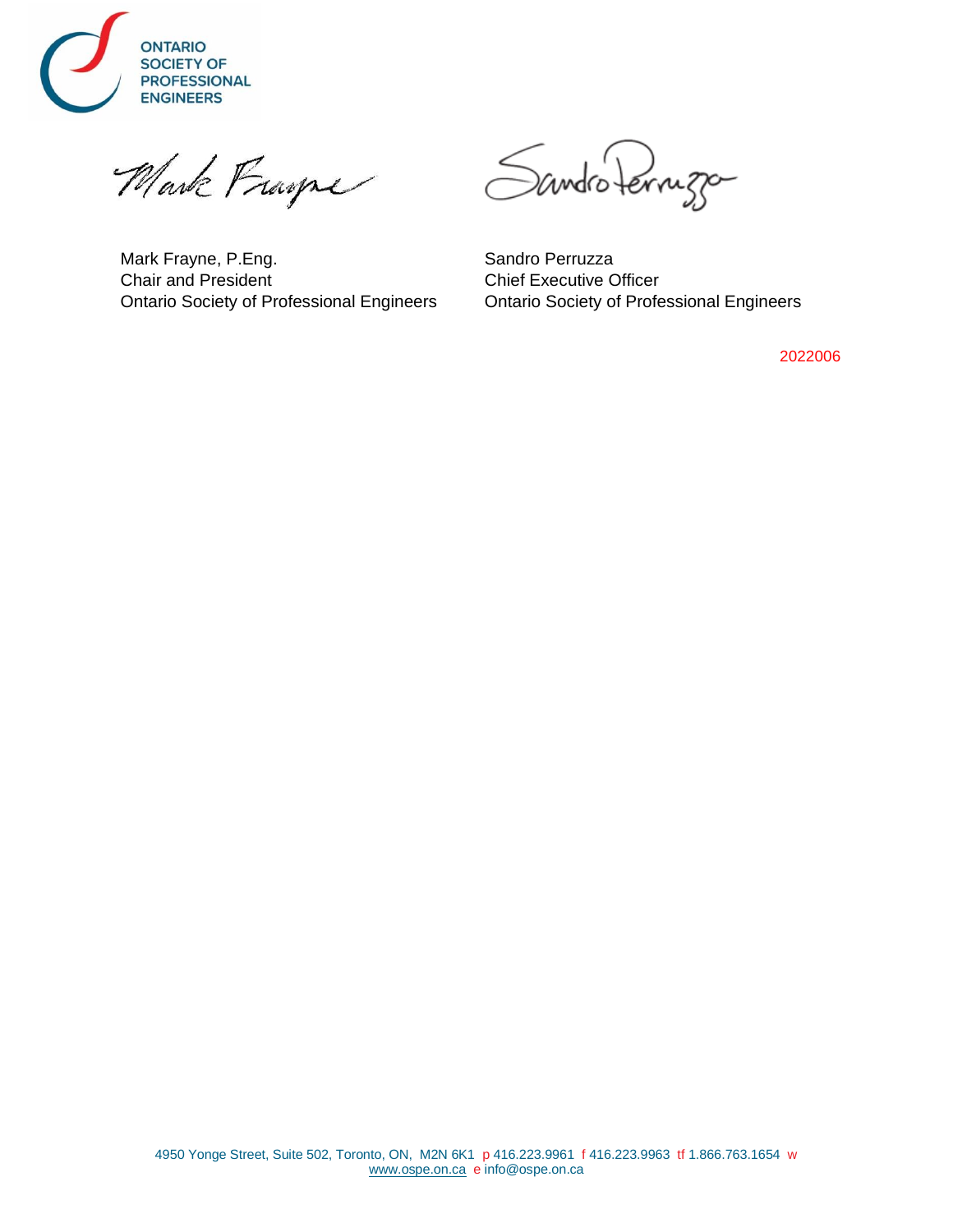Mark Frayne, P.Eng.
Chair and President
Ontario Society of Professional Engineers

Sandro Perruzza
Chief Executive Officer
Ontario Society of Professional Engineers

2022006

4950 Yonge Street, Suite 502, Toronto, ON, M2N 6K1 p 416.223.9961 f 416.223.9963 tf 1.866.763.1654 w www.ospe.on.ca e info@ospe.on.ca